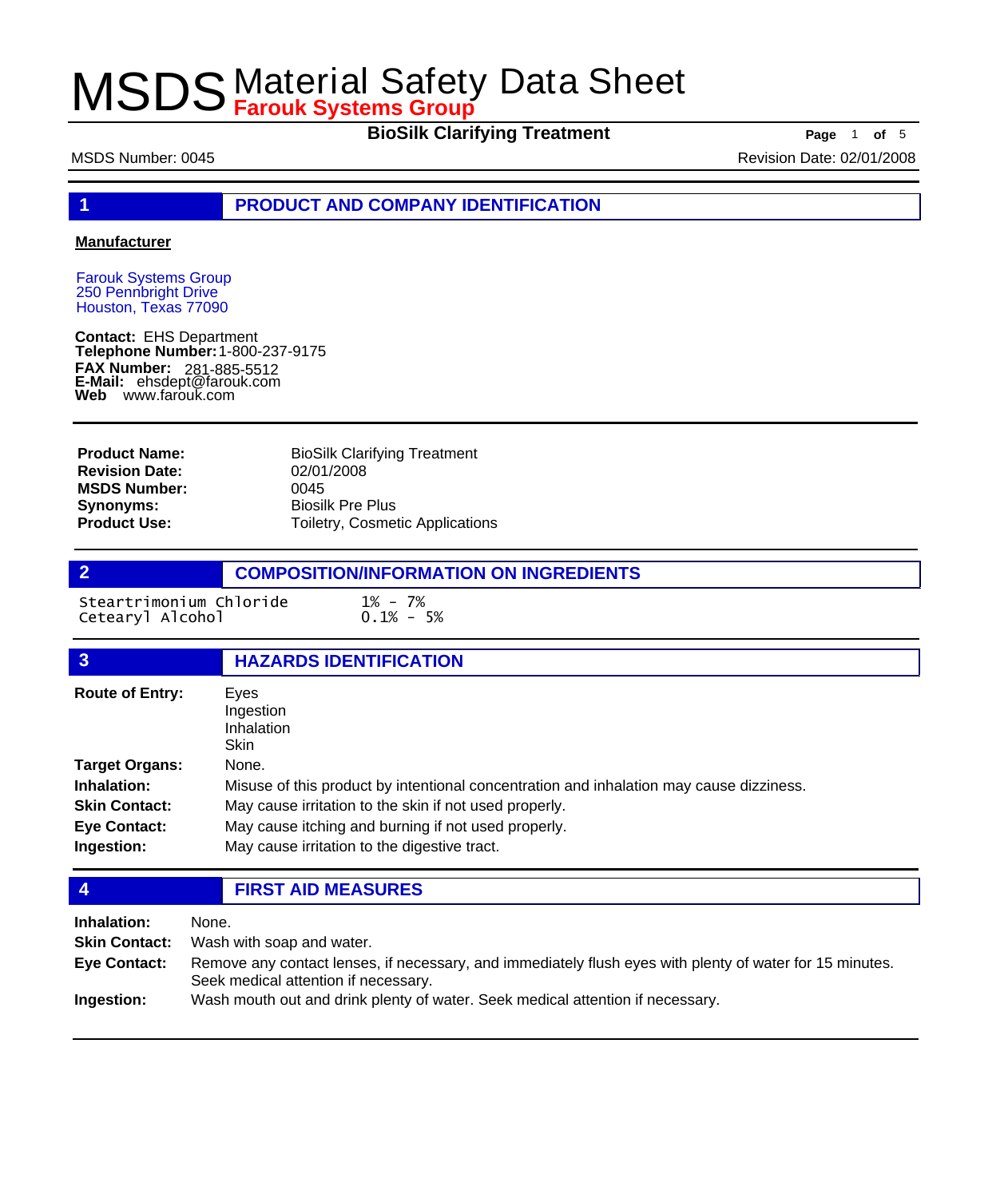# MSDS Material Safety Data Sheet

**Farouk Systems Group**

**BioSilk Clarifying Treatment**

MSDS Number: 0045 Revision Date: 02/01/2008

## 1 PRODUCT AND COMPANY IDENTIFICATION

**Manufacturer**

Farouk Systems Group
250 Pennbright Drive
Houston, Texas 77090

**Contact:** EHS Department
**Telephone Number:** 1-800-237-9175
**FAX Number:** 281-885-5512
**E-Mail:** ehsdept@farouk.com
**Web** www.farouk.com

| | |
|---|---|
| **Product Name:** | BioSilk Clarifying Treatment |
| **Revision Date:** | 02/01/2008 |
| **MSDS Number:** | 0045 |
| **Synonyms:** | Biosilk Pre Plus |
| **Product Use:** | Toiletry, Cosmetic Applications |

## 2 COMPOSITION/INFORMATION ON INGREDIENTS

| | |
|---|---|
| Steartrimonium Chloride | 1% - 7% |
| Cetearyl Alcohol | 0.1% - 5% |

## 3 HAZARDS IDENTIFICATION

**Route of Entry:** Eyes
Ingestion
Inhalation
Skin

**Target Organs:** None.

**Inhalation:** Misuse of this product by intentional concentration and inhalation may cause dizziness.

**Skin Contact:** May cause irritation to the skin if not used properly.

**Eye Contact:** May cause itching and burning if not used properly.

**Ingestion:** May cause irritation to the digestive tract.

## 4 FIRST AID MEASURES

**Inhalation:** None.

**Skin Contact:** Wash with soap and water.

**Eye Contact:** Remove any contact lenses, if necessary, and immediately flush eyes with plenty of water for 15 minutes. Seek medical attention if necessary.

**Ingestion:** Wash mouth out and drink plenty of water. Seek medical attention if necessary.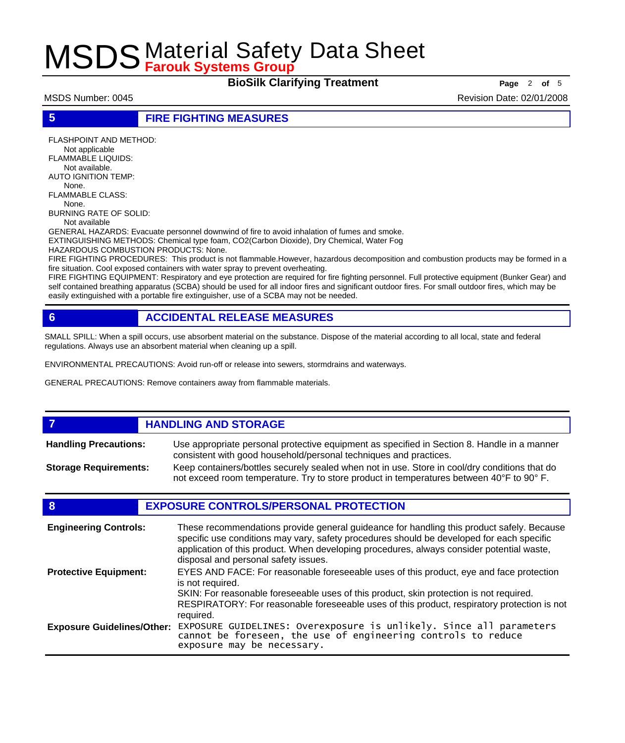## 5 FIRE FIGHTING MEASURES

FLASHPOINT AND METHOD:
Not applicable
FLAMMABLE LIQUIDS:
Not available.
AUTO IGNITION TEMP:
None.
FLAMMABLE CLASS:
None.
BURNING RATE OF SOLID:
Not available
GENERAL HAZARDS: Evacuate personnel downwind of fire to avoid inhalation of fumes and smoke.
EXTINGUISHING METHODS: Chemical type foam, CO2(Carbon Dioxide), Dry Chemical, Water Fog
HAZARDOUS COMBUSTION PRODUCTS: None.
FIRE FIGHTING PROCEDURES: This product is not flammable.However, hazardous decomposition and combustion products may be formed in a fire situation. Cool exposed containers with water spray to prevent overheating.
FIRE FIGHTING EQUIPMENT: Respiratory and eye protection are required for fire fighting personnel. Full protective equipment (Bunker Gear) and self contained breathing apparatus (SCBA) should be used for all indoor fires and significant outdoor fires. For small outdoor fires, which may be easily extinguished with a portable fire extinguisher, use of a SCBA may not be needed.

## 6 ACCIDENTAL RELEASE MEASURES

SMALL SPILL: When a spill occurs, use absorbent material on the substance. Dispose of the material according to all local, state and federal regulations. Always use an absorbent material when cleaning up a spill.

ENVIRONMENTAL PRECAUTIONS: Avoid run-off or release into sewers, stormdrains and waterways.

GENERAL PRECAUTIONS: Remove containers away from flammable materials.

## 7 HANDLING AND STORAGE

**Handling Precautions:** Use appropriate personal protective equipment as specified in Section 8. Handle in a manner consistent with good household/personal techniques and practices.

**Storage Requirements:** Keep containers/bottles securely sealed when not in use. Store in cool/dry conditions that do not exceed room temperature. Try to store product in temperatures between 40°F to 90° F.

## 8 EXPOSURE CONTROLS/PERSONAL PROTECTION

**Engineering Controls:** These recommendations provide general guideance for handling this product safely. Because specific use conditions may vary, safety procedures should be developed for each specific application of this product. When developing procedures, always consider potential waste, disposal and personal safety issues.

**Protective Equipment:** EYES AND FACE: For reasonable foreseeable uses of this product, eye and face protection is not required.
SKIN: For reasonable foreseeable uses of this product, skin protection is not required.
RESPIRATORY: For reasonable foreseeable uses of this product, respiratory protection is not required.

**Exposure Guidelines/Other:** EXPOSURE GUIDELINES: Overexposure is unlikely. Since all parameters cannot be foreseen, the use of engineering controls to reduce exposure may be necessary.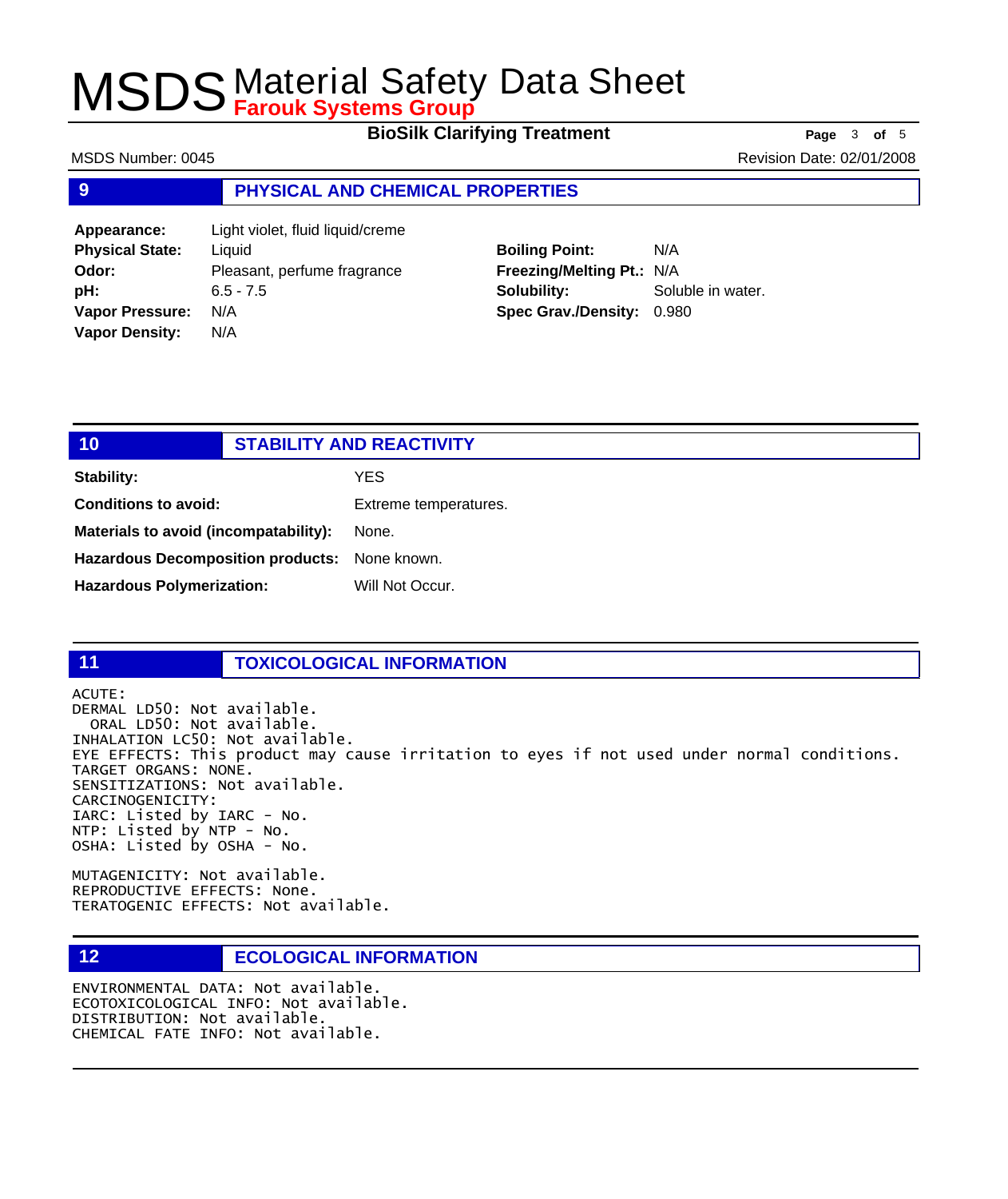## 9 PHYSICAL AND CHEMICAL PROPERTIES

**Appearance:** Light violet, fluid liquid/creme
**Physical State:** Liquid
**Odor:** Pleasant, perfume fragrance
**pH:** 6.5 - 7.5
**Vapor Pressure:** N/A
**Vapor Density:** N/A

**Boiling Point:** N/A
**Freezing/Melting Pt.:** N/A
**Solubility:** Soluble in water.
**Spec Grav./Density:** 0.980

## 10 STABILITY AND REACTIVITY

**Stability:** YES

**Conditions to avoid:** Extreme temperatures.

**Materials to avoid (incompatability):** None.

**Hazardous Decomposition products:** None known.

**Hazardous Polymerization:** Will Not Occur.

## 11 TOXICOLOGICAL INFORMATION

ACUTE:
DERMAL LD50: Not available.
ORAL LD50: Not available.
INHALATION LC50: Not available.
EYE EFFECTS: This product may cause irritation to eyes if not used under normal conditions.
TARGET ORGANS: NONE.
SENSITIZATIONS: Not available.
CARCINOGENICITY:
IARC: Listed by IARC - No.
NTP: Listed by NTP - No.
OSHA: Listed by OSHA - No.

MUTAGENICITY: Not available.
REPRODUCTIVE EFFECTS: None.
TERATOGENIC EFFECTS: Not available.

## 12 ECOLOGICAL INFORMATION

ENVIRONMENTAL DATA: Not available.
ECOTOXICOLOGICAL INFO: Not available.
DISTRIBUTION: Not available.
CHEMICAL FATE INFO: Not available.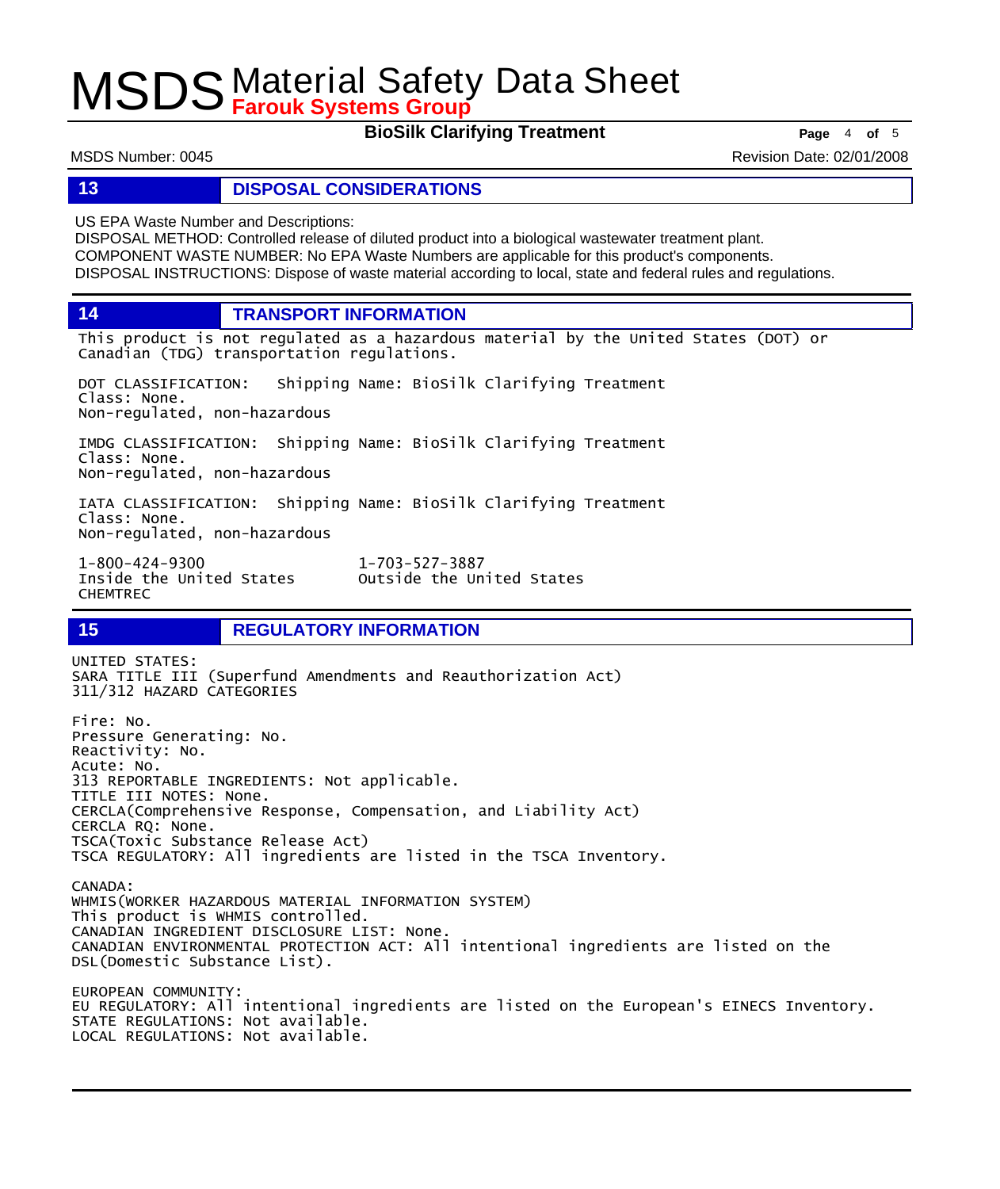## 13 DISPOSAL CONSIDERATIONS

US EPA Waste Number and Descriptions:
DISPOSAL METHOD: Controlled release of diluted product into a biological wastewater treatment plant.
COMPONENT WASTE NUMBER: No EPA Waste Numbers are applicable for this product's components.
DISPOSAL INSTRUCTIONS: Dispose of waste material according to local, state and federal rules and regulations.

## 14 TRANSPORT INFORMATION

This product is not regulated as a hazardous material by the United States (DOT) or Canadian (TDG) transportation regulations.

DOT CLASSIFICATION: Shipping Name: BioSilk Clarifying Treatment
Class: None.
Non-regulated, non-hazardous

IMDG CLASSIFICATION: Shipping Name: BioSilk Clarifying Treatment
Class: None.
Non-regulated, non-hazardous

IATA CLASSIFICATION: Shipping Name: BioSilk Clarifying Treatment
Class: None.
Non-regulated, non-hazardous

1-800-424-9300 Inside the United States
1-703-527-3887 Outside the United States
CHEMTREC

## 15 REGULATORY INFORMATION

UNITED STATES:
SARA TITLE III (Superfund Amendments and Reauthorization Act)
311/312 HAZARD CATEGORIES

Fire: No.
Pressure Generating: No.
Reactivity: No.
Acute: No.
313 REPORTABLE INGREDIENTS: Not applicable.
TITLE III NOTES: None.
CERCLA(Comprehensive Response, Compensation, and Liability Act)
CERCLA RQ: None.
TSCA(Toxic Substance Release Act)
TSCA REGULATORY: All ingredients are listed in the TSCA Inventory.

CANADA:
WHMIS(WORKER HAZARDOUS MATERIAL INFORMATION SYSTEM)
This product is WHMIS controlled.
CANADIAN INGREDIENT DISCLOSURE LIST: None.
CANADIAN ENVIRONMENTAL PROTECTION ACT: All intentional ingredients are listed on the DSL(Domestic Substance List).

EUROPEAN COMMUNITY:
EU REGULATORY: All intentional ingredients are listed on the European's EINECS Inventory.
STATE REGULATIONS: Not available.
LOCAL REGULATIONS: Not available.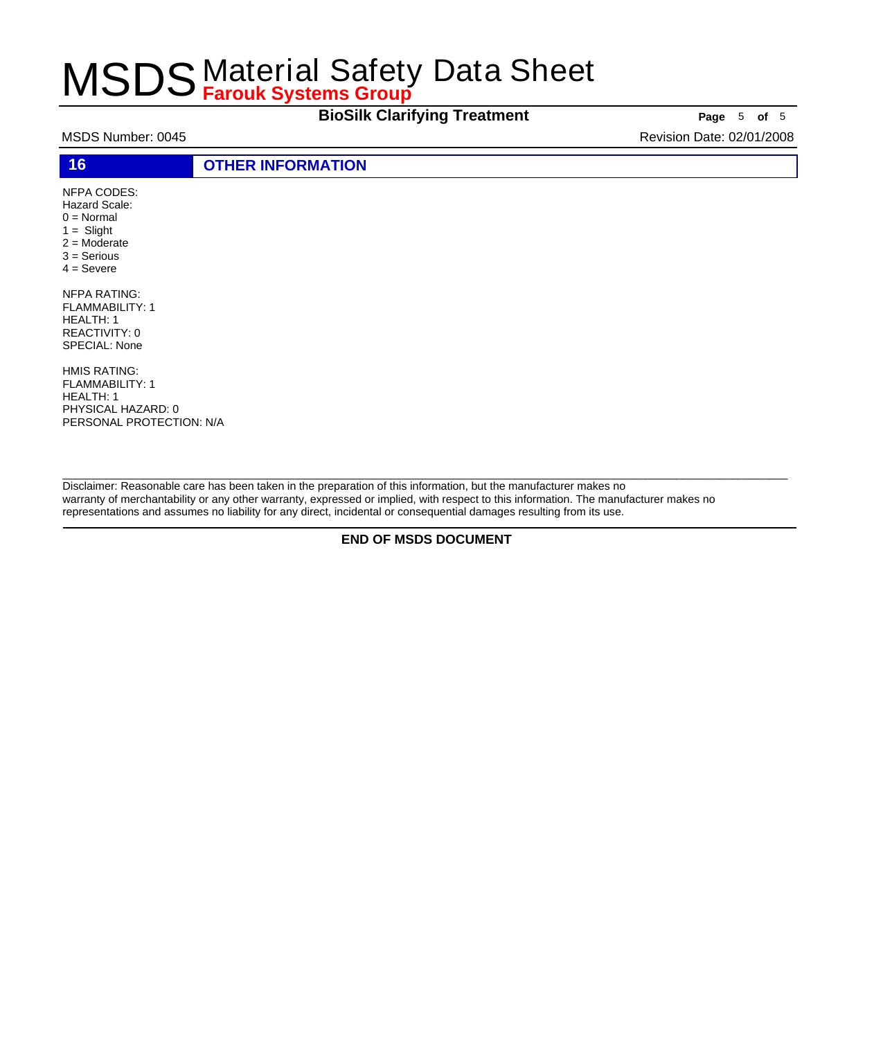## 16 OTHER INFORMATION

NFPA CODES:
Hazard Scale:
0 = Normal
1 = Slight
2 = Moderate
3 = Serious
4 = Severe

NFPA RATING:
FLAMMABILITY: 1
HEALTH: 1
REACTIVITY: 0
SPECIAL: None

HMIS RATING:
FLAMMABILITY: 1
HEALTH: 1
PHYSICAL HAZARD: 0
PERSONAL PROTECTION: N/A

---

Disclaimer: Reasonable care has been taken in the preparation of this information, but the manufacturer makes no warranty of merchantability or any other warranty, expressed or implied, with respect to this information. The manufacturer makes no representations and assumes no liability for any direct, incidental or consequential damages resulting from its use.

**END OF MSDS DOCUMENT**